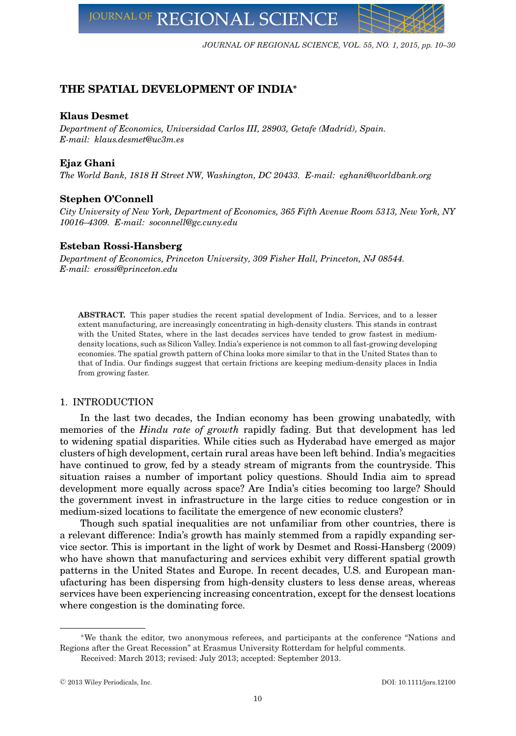# THE SPATIAL DEVELOPMENT OF INDIA*

**Klaus Desmet**

*Department of Economics, Universidad Carlos III, 28903, Getafe (Madrid), Spain. E-mail: klaus.desmet@uc3m.es*

**Ejaz Ghani**

*The World Bank, 1818 H Street NW, Washington, DC 20433. E-mail: eghani@worldbank.org*

**Stephen O'Connell**

*City University of New York, Department of Economics, 365 Fifth Avenue Room 5313, New York, NY 10016–4309. E-mail: soconnell@gc.cuny.edu*

**Esteban Rossi-Hansberg**

*Department of Economics, Princeton University, 309 Fisher Hall, Princeton, NJ 08544. E-mail: erossi@princeton.edu*

**ABSTRACT.** This paper studies the recent spatial development of India. Services, and to a lesser extent manufacturing, are increasingly concentrating in high-density clusters. This stands in contrast with the United States, where in the last decades services have tended to grow fastest in medium-density locations, such as Silicon Valley. India's experience is not common to all fast-growing developing economies. The spatial growth pattern of China looks more similar to that in the United States than to that of India. Our findings suggest that certain frictions are keeping medium-density places in India from growing faster.

## 1. INTRODUCTION

In the last two decades, the Indian economy has been growing unabatedly, with memories of the *Hindu rate of growth* rapidly fading. But that development has led to widening spatial disparities. While cities such as Hyderabad have emerged as major clusters of high development, certain rural areas have been left behind. India's megacities have continued to grow, fed by a steady stream of migrants from the countryside. This situation raises a number of important policy questions. Should India aim to spread development more equally across space? Are India's cities becoming too large? Should the government invest in infrastructure in the large cities to reduce congestion or in medium-sized locations to facilitate the emergence of new economic clusters?

Though such spatial inequalities are not unfamiliar from other countries, there is a relevant difference: India's growth has mainly stemmed from a rapidly expanding service sector. This is important in the light of work by Desmet and Rossi-Hansberg (2009) who have shown that manufacturing and services exhibit very different spatial growth patterns in the United States and Europe. In recent decades, U.S. and European manufacturing has been dispersing from high-density clusters to less dense areas, whereas services have been experiencing increasing concentration, except for the densest locations where congestion is the dominating force.

---

*We thank the editor, two anonymous referees, and participants at the conference "Nations and Regions after the Great Recession" at Erasmus University Rotterdam for helpful comments.

Received: March 2013; revised: July 2013; accepted: September 2013.

© 2013 Wiley Periodicals, Inc. DOI: 10.1111/jors.12100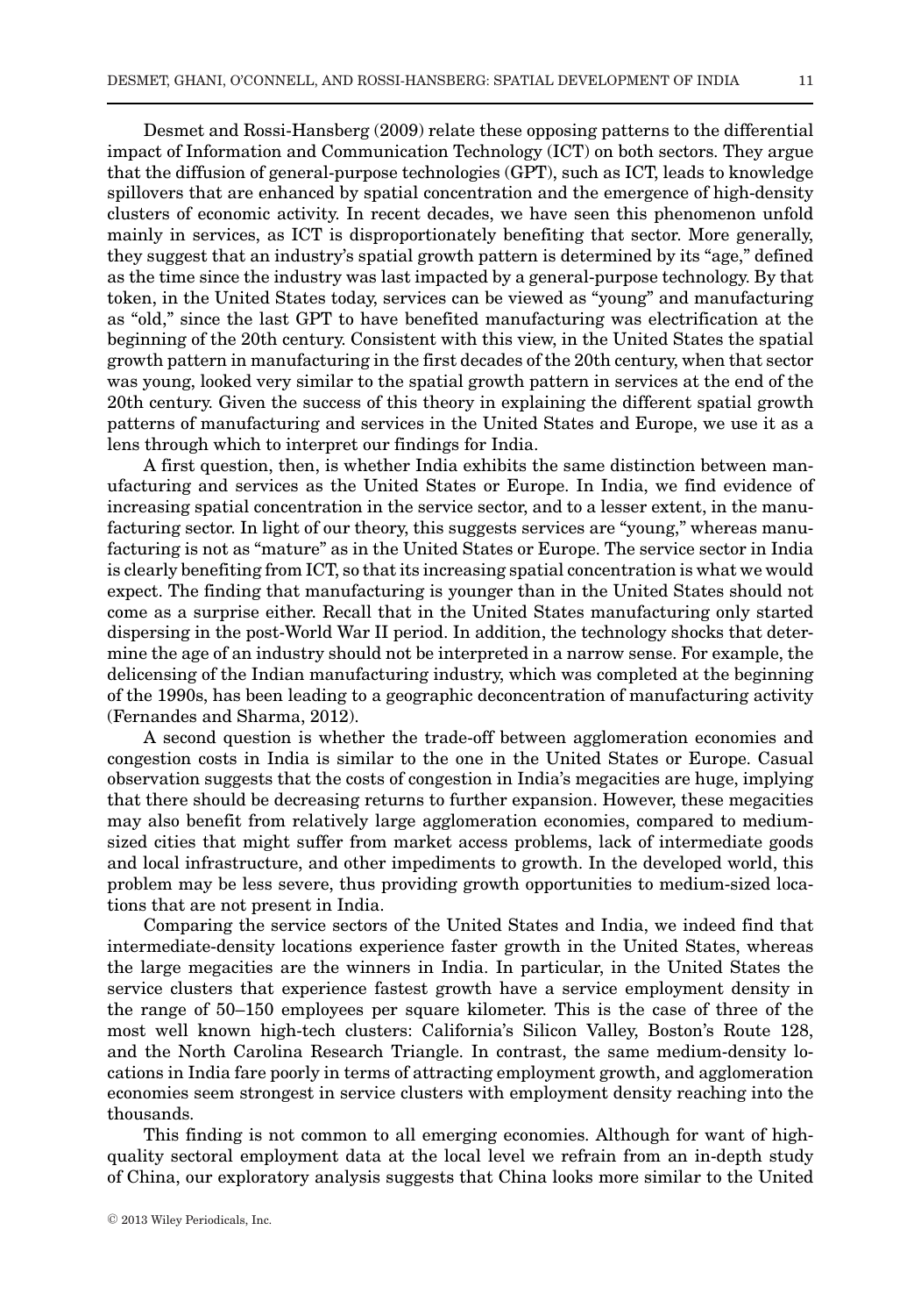Desmet and Rossi-Hansberg (2009) relate these opposing patterns to the differential impact of Information and Communication Technology (ICT) on both sectors. They argue that the diffusion of general-purpose technologies (GPT), such as ICT, leads to knowledge spillovers that are enhanced by spatial concentration and the emergence of high-density clusters of economic activity. In recent decades, we have seen this phenomenon unfold mainly in services, as ICT is disproportionately benefiting that sector. More generally, they suggest that an industry's spatial growth pattern is determined by its "age," defined as the time since the industry was last impacted by a general-purpose technology. By that token, in the United States today, services can be viewed as "young" and manufacturing as "old," since the last GPT to have benefited manufacturing was electrification at the beginning of the 20th century. Consistent with this view, in the United States the spatial growth pattern in manufacturing in the first decades of the 20th century, when that sector was young, looked very similar to the spatial growth pattern in services at the end of the 20th century. Given the success of this theory in explaining the different spatial growth patterns of manufacturing and services in the United States and Europe, we use it as a lens through which to interpret our findings for India.

A first question, then, is whether India exhibits the same distinction between manufacturing and services as the United States or Europe. In India, we find evidence of increasing spatial concentration in the service sector, and to a lesser extent, in the manufacturing sector. In light of our theory, this suggests services are "young," whereas manufacturing is not as "mature" as in the United States or Europe. The service sector in India is clearly benefiting from ICT, so that its increasing spatial concentration is what we would expect. The finding that manufacturing is younger than in the United States should not come as a surprise either. Recall that in the United States manufacturing only started dispersing in the post-World War II period. In addition, the technology shocks that determine the age of an industry should not be interpreted in a narrow sense. For example, the delicensing of the Indian manufacturing industry, which was completed at the beginning of the 1990s, has been leading to a geographic deconcentration of manufacturing activity (Fernandes and Sharma, 2012).

A second question is whether the trade-off between agglomeration economies and congestion costs in India is similar to the one in the United States or Europe. Casual observation suggests that the costs of congestion in India's megacities are huge, implying that there should be decreasing returns to further expansion. However, these megacities may also benefit from relatively large agglomeration economies, compared to medium-sized cities that might suffer from market access problems, lack of intermediate goods and local infrastructure, and other impediments to growth. In the developed world, this problem may be less severe, thus providing growth opportunities to medium-sized locations that are not present in India.

Comparing the service sectors of the United States and India, we indeed find that intermediate-density locations experience faster growth in the United States, whereas the large megacities are the winners in India. In particular, in the United States the service clusters that experience fastest growth have a service employment density in the range of 50–150 employees per square kilometer. This is the case of three of the most well known high-tech clusters: California's Silicon Valley, Boston's Route 128, and the North Carolina Research Triangle. In contrast, the same medium-density locations in India fare poorly in terms of attracting employment growth, and agglomeration economies seem strongest in service clusters with employment density reaching into the thousands.

This finding is not common to all emerging economies. Although for want of high-quality sectoral employment data at the local level we refrain from an in-depth study of China, our exploratory analysis suggests that China looks more similar to the United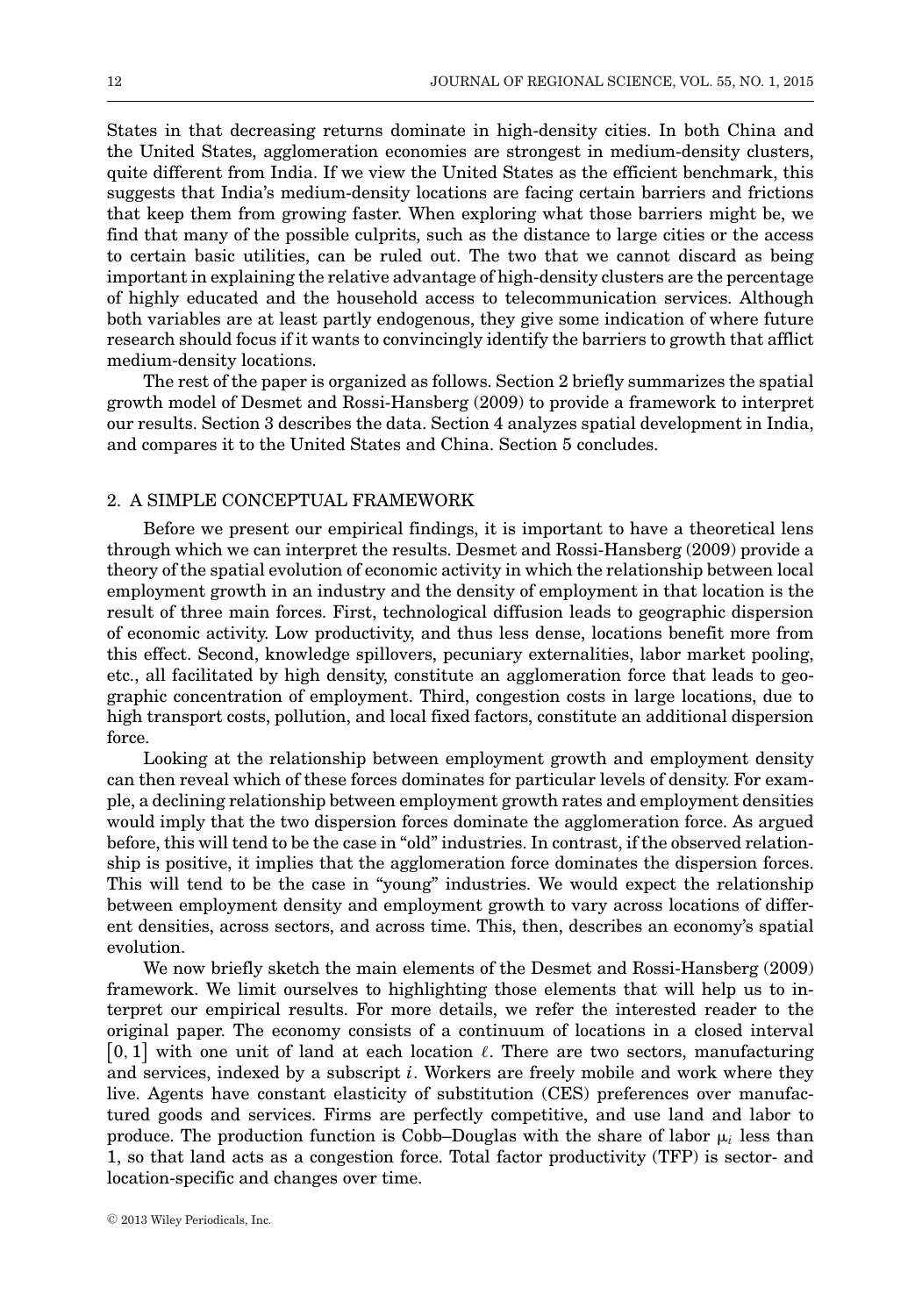States in that decreasing returns dominate in high-density cities. In both China and the United States, agglomeration economies are strongest in medium-density clusters, quite different from India. If we view the United States as the efficient benchmark, this suggests that India's medium-density locations are facing certain barriers and frictions that keep them from growing faster. When exploring what those barriers might be, we find that many of the possible culprits, such as the distance to large cities or the access to certain basic utilities, can be ruled out. The two that we cannot discard as being important in explaining the relative advantage of high-density clusters are the percentage of highly educated and the household access to telecommunication services. Although both variables are at least partly endogenous, they give some indication of where future research should focus if it wants to convincingly identify the barriers to growth that afflict medium-density locations.

The rest of the paper is organized as follows. Section 2 briefly summarizes the spatial growth model of Desmet and Rossi-Hansberg (2009) to provide a framework to interpret our results. Section 3 describes the data. Section 4 analyzes spatial development in India, and compares it to the United States and China. Section 5 concludes.

## 2. A SIMPLE CONCEPTUAL FRAMEWORK

Before we present our empirical findings, it is important to have a theoretical lens through which we can interpret the results. Desmet and Rossi-Hansberg (2009) provide a theory of the spatial evolution of economic activity in which the relationship between local employment growth in an industry and the density of employment in that location is the result of three main forces. First, technological diffusion leads to geographic dispersion of economic activity. Low productivity, and thus less dense, locations benefit more from this effect. Second, knowledge spillovers, pecuniary externalities, labor market pooling, etc., all facilitated by high density, constitute an agglomeration force that leads to geographic concentration of employment. Third, congestion costs in large locations, due to high transport costs, pollution, and local fixed factors, constitute an additional dispersion force.

Looking at the relationship between employment growth and employment density can then reveal which of these forces dominates for particular levels of density. For example, a declining relationship between employment growth rates and employment densities would imply that the two dispersion forces dominate the agglomeration force. As argued before, this will tend to be the case in "old" industries. In contrast, if the observed relationship is positive, it implies that the agglomeration force dominates the dispersion forces. This will tend to be the case in "young" industries. We would expect the relationship between employment density and employment growth to vary across locations of different densities, across sectors, and across time. This, then, describes an economy's spatial evolution.

We now briefly sketch the main elements of the Desmet and Rossi-Hansberg (2009) framework. We limit ourselves to highlighting those elements that will help us to interpret our empirical results. For more details, we refer the interested reader to the original paper. The economy consists of a continuum of locations in a closed interval $[0, 1]$ with one unit of land at each location $\ell$. There are two sectors, manufacturing and services, indexed by a subscript $i$. Workers are freely mobile and work where they live. Agents have constant elasticity of substitution (CES) preferences over manufactured goods and services. Firms are perfectly competitive, and use land and labor to produce. The production function is Cobb–Douglas with the share of labor $\mu_i$ less than 1, so that land acts as a congestion force. Total factor productivity (TFP) is sector- and location-specific and changes over time.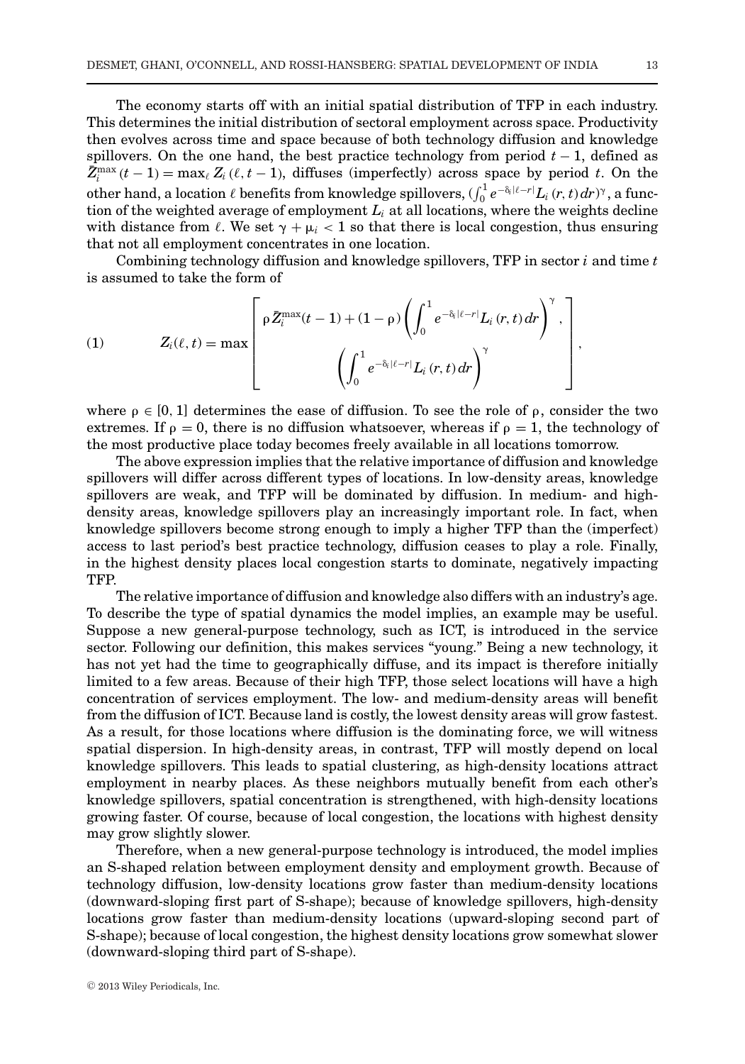The economy starts off with an initial spatial distribution of TFP in each industry. This determines the initial distribution of sectoral employment across space. Productivity then evolves across time and space because of both technology diffusion and knowledge spillovers. On the one hand, the best practice technology from period $t-1$, defined as $\bar{Z}_i^{\max}(t-1) = \max_\ell Z_i(\ell, t-1)$, diffuses (imperfectly) across space by period $t$. On the other hand, a location $\ell$ benefits from knowledge spillovers, $(\int_0^1 e^{-\delta_i|\ell-r|} L_i(r,t)\,dr)^\gamma$, a function of the weighted average of employment $L_i$ at all locations, where the weights decline with distance from $\ell$. We set $\gamma + \mu_i < 1$ so that there is local congestion, thus ensuring that not all employment concentrates in one location.

Combining technology diffusion and knowledge spillovers, TFP in sector $i$ and time $t$ is assumed to take the form of

$$Z_i(\ell,t) = \max \left[ \begin{array}{c} \rho \bar{Z}_i^{\max}(t-1) + (1-\rho) \left( \int_0^1 e^{-\delta_i|\ell-r|} L_i(r,t)\,dr \right)^\gamma, \\ \left( \int_0^1 e^{-\delta_i|\ell-r|} L_i(r,t)\,dr \right)^\gamma \end{array} \right], \tag{1}$$

where $\rho \in [0, 1]$ determines the ease of diffusion. To see the role of $\rho$, consider the two extremes. If $\rho = 0$, there is no diffusion whatsoever, whereas if $\rho = 1$, the technology of the most productive place today becomes freely available in all locations tomorrow.

The above expression implies that the relative importance of diffusion and knowledge spillovers will differ across different types of locations. In low-density areas, knowledge spillovers are weak, and TFP will be dominated by diffusion. In medium- and high-density areas, knowledge spillovers play an increasingly important role. In fact, when knowledge spillovers become strong enough to imply a higher TFP than the (imperfect) access to last period's best practice technology, diffusion ceases to play a role. Finally, in the highest density places local congestion starts to dominate, negatively impacting TFP.

The relative importance of diffusion and knowledge also differs with an industry's age. To describe the type of spatial dynamics the model implies, an example may be useful. Suppose a new general-purpose technology, such as ICT, is introduced in the service sector. Following our definition, this makes services "young." Being a new technology, it has not yet had the time to geographically diffuse, and its impact is therefore initially limited to a few areas. Because of their high TFP, those select locations will have a high concentration of services employment. The low- and medium-density areas will benefit from the diffusion of ICT. Because land is costly, the lowest density areas will grow fastest. As a result, for those locations where diffusion is the dominating force, we will witness spatial dispersion. In high-density areas, in contrast, TFP will mostly depend on local knowledge spillovers. This leads to spatial clustering, as high-density locations attract employment in nearby places. As these neighbors mutually benefit from each other's knowledge spillovers, spatial concentration is strengthened, with high-density locations growing faster. Of course, because of local congestion, the locations with highest density may grow slightly slower.

Therefore, when a new general-purpose technology is introduced, the model implies an S-shaped relation between employment density and employment growth. Because of technology diffusion, low-density locations grow faster than medium-density locations (downward-sloping first part of S-shape); because of knowledge spillovers, high-density locations grow faster than medium-density locations (upward-sloping second part of S-shape); because of local congestion, the highest density locations grow somewhat slower (downward-sloping third part of S-shape).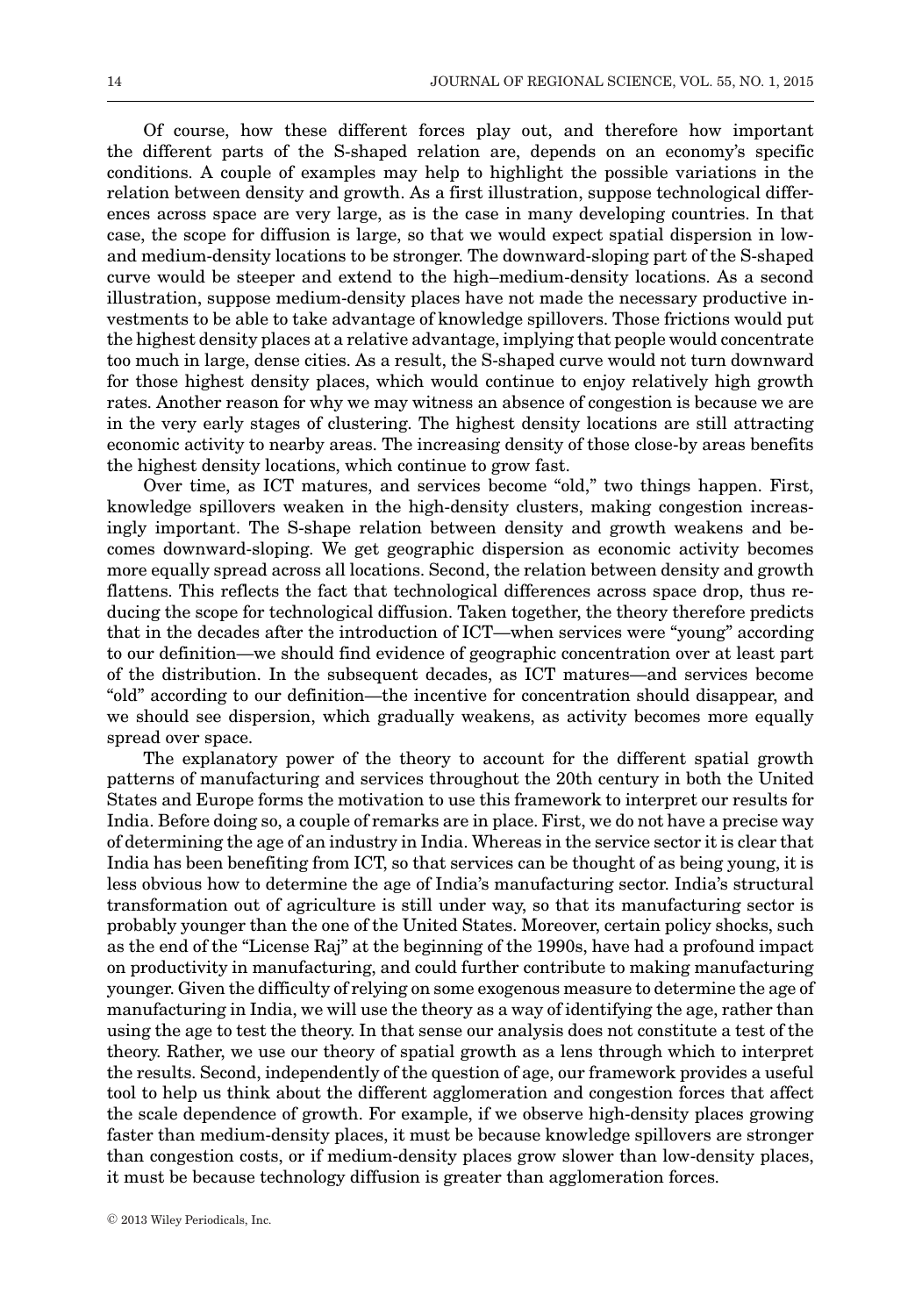Of course, how these different forces play out, and therefore how important the different parts of the S-shaped relation are, depends on an economy's specific conditions. A couple of examples may help to highlight the possible variations in the relation between density and growth. As a first illustration, suppose technological differences across space are very large, as is the case in many developing countries. In that case, the scope for diffusion is large, so that we would expect spatial dispersion in low- and medium-density locations to be stronger. The downward-sloping part of the S-shaped curve would be steeper and extend to the high–medium-density locations. As a second illustration, suppose medium-density places have not made the necessary productive investments to be able to take advantage of knowledge spillovers. Those frictions would put the highest density places at a relative advantage, implying that people would concentrate too much in large, dense cities. As a result, the S-shaped curve would not turn downward for those highest density places, which would continue to enjoy relatively high growth rates. Another reason for why we may witness an absence of congestion is because we are in the very early stages of clustering. The highest density locations are still attracting economic activity to nearby areas. The increasing density of those close-by areas benefits the highest density locations, which continue to grow fast.

Over time, as ICT matures, and services become "old," two things happen. First, knowledge spillovers weaken in the high-density clusters, making congestion increasingly important. The S-shape relation between density and growth weakens and becomes downward-sloping. We get geographic dispersion as economic activity becomes more equally spread across all locations. Second, the relation between density and growth flattens. This reflects the fact that technological differences across space drop, thus reducing the scope for technological diffusion. Taken together, the theory therefore predicts that in the decades after the introduction of ICT—when services were "young" according to our definition—we should find evidence of geographic concentration over at least part of the distribution. In the subsequent decades, as ICT matures—and services become "old" according to our definition—the incentive for concentration should disappear, and we should see dispersion, which gradually weakens, as activity becomes more equally spread over space.

The explanatory power of the theory to account for the different spatial growth patterns of manufacturing and services throughout the 20th century in both the United States and Europe forms the motivation to use this framework to interpret our results for India. Before doing so, a couple of remarks are in place. First, we do not have a precise way of determining the age of an industry in India. Whereas in the service sector it is clear that India has been benefiting from ICT, so that services can be thought of as being young, it is less obvious how to determine the age of India's manufacturing sector. India's structural transformation out of agriculture is still under way, so that its manufacturing sector is probably younger than the one of the United States. Moreover, certain policy shocks, such as the end of the "License Raj" at the beginning of the 1990s, have had a profound impact on productivity in manufacturing, and could further contribute to making manufacturing younger. Given the difficulty of relying on some exogenous measure to determine the age of manufacturing in India, we will use the theory as a way of identifying the age, rather than using the age to test the theory. In that sense our analysis does not constitute a test of the theory. Rather, we use our theory of spatial growth as a lens through which to interpret the results. Second, independently of the question of age, our framework provides a useful tool to help us think about the different agglomeration and congestion forces that affect the scale dependence of growth. For example, if we observe high-density places growing faster than medium-density places, it must be because knowledge spillovers are stronger than congestion costs, or if medium-density places grow slower than low-density places, it must be because technology diffusion is greater than agglomeration forces.

© 2013 Wiley Periodicals, Inc.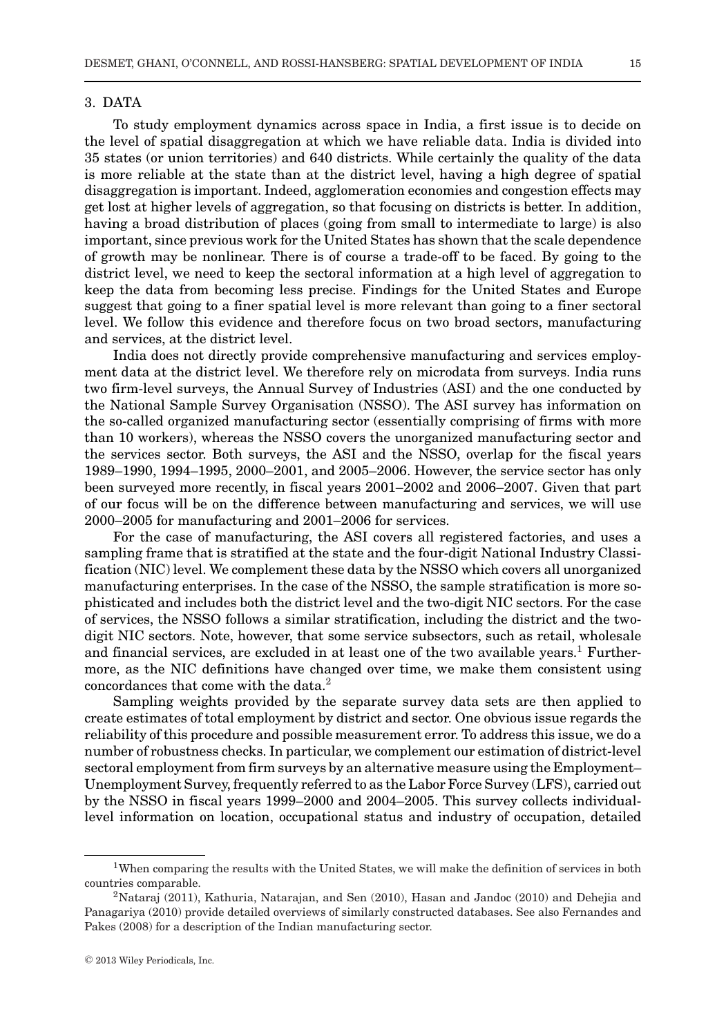## 3. DATA

To study employment dynamics across space in India, a first issue is to decide on the level of spatial disaggregation at which we have reliable data. India is divided into 35 states (or union territories) and 640 districts. While certainly the quality of the data is more reliable at the state than at the district level, having a high degree of spatial disaggregation is important. Indeed, agglomeration economies and congestion effects may get lost at higher levels of aggregation, so that focusing on districts is better. In addition, having a broad distribution of places (going from small to intermediate to large) is also important, since previous work for the United States has shown that the scale dependence of growth may be nonlinear. There is of course a trade-off to be faced. By going to the district level, we need to keep the sectoral information at a high level of aggregation to keep the data from becoming less precise. Findings for the United States and Europe suggest that going to a finer spatial level is more relevant than going to a finer sectoral level. We follow this evidence and therefore focus on two broad sectors, manufacturing and services, at the district level.

India does not directly provide comprehensive manufacturing and services employment data at the district level. We therefore rely on microdata from surveys. India runs two firm-level surveys, the Annual Survey of Industries (ASI) and the one conducted by the National Sample Survey Organisation (NSSO). The ASI survey has information on the so-called organized manufacturing sector (essentially comprising of firms with more than 10 workers), whereas the NSSO covers the unorganized manufacturing sector and the services sector. Both surveys, the ASI and the NSSO, overlap for the fiscal years 1989–1990, 1994–1995, 2000–2001, and 2005–2006. However, the service sector has only been surveyed more recently, in fiscal years 2001–2002 and 2006–2007. Given that part of our focus will be on the difference between manufacturing and services, we will use 2000–2005 for manufacturing and 2001–2006 for services.

For the case of manufacturing, the ASI covers all registered factories, and uses a sampling frame that is stratified at the state and the four-digit National Industry Classification (NIC) level. We complement these data by the NSSO which covers all unorganized manufacturing enterprises. In the case of the NSSO, the sample stratification is more sophisticated and includes both the district level and the two-digit NIC sectors. For the case of services, the NSSO follows a similar stratification, including the district and the two-digit NIC sectors. Note, however, that some service subsectors, such as retail, wholesale and financial services, are excluded in at least one of the two available years.[1] Furthermore, as the NIC definitions have changed over time, we make them consistent using concordances that come with the data.[2]

Sampling weights provided by the separate survey data sets are then applied to create estimates of total employment by district and sector. One obvious issue regards the reliability of this procedure and possible measurement error. To address this issue, we do a number of robustness checks. In particular, we complement our estimation of district-level sectoral employment from firm surveys by an alternative measure using the Employment–Unemployment Survey, frequently referred to as the Labor Force Survey (LFS), carried out by the NSSO in fiscal years 1999–2000 and 2004–2005. This survey collects individual-level information on location, occupational status and industry of occupation, detailed

---

[1] When comparing the results with the United States, we will make the definition of services in both countries comparable.

[2] Nataraj (2011), Kathuria, Natarajan, and Sen (2010), Hasan and Jandoc (2010) and Dehejia and Panagariya (2010) provide detailed overviews of similarly constructed databases. See also Fernandes and Pakes (2008) for a description of the Indian manufacturing sector.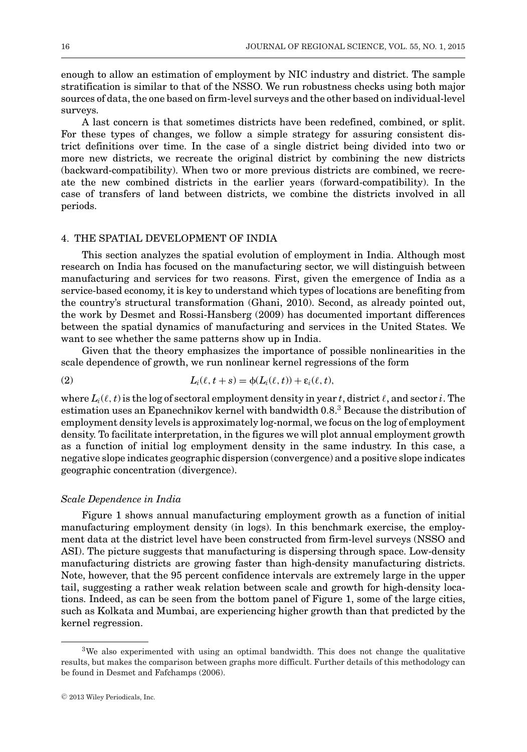enough to allow an estimation of employment by NIC industry and district. The sample stratification is similar to that of the NSSO. We run robustness checks using both major sources of data, the one based on firm-level surveys and the other based on individual-level surveys.

A last concern is that sometimes districts have been redefined, combined, or split. For these types of changes, we follow a simple strategy for assuring consistent district definitions over time. In the case of a single district being divided into two or more new districts, we recreate the original district by combining the new districts (backward-compatibility). When two or more previous districts are combined, we recreate the new combined districts in the earlier years (forward-compatibility). In the case of transfers of land between districts, we combine the districts involved in all periods.

## 4. THE SPATIAL DEVELOPMENT OF INDIA

This section analyzes the spatial evolution of employment in India. Although most research on India has focused on the manufacturing sector, we will distinguish between manufacturing and services for two reasons. First, given the emergence of India as a service-based economy, it is key to understand which types of locations are benefiting from the country's structural transformation (Ghani, 2010). Second, as already pointed out, the work by Desmet and Rossi-Hansberg (2009) has documented important differences between the spatial dynamics of manufacturing and services in the United States. We want to see whether the same patterns show up in India.

Given that the theory emphasizes the importance of possible nonlinearities in the scale dependence of growth, we run nonlinear kernel regressions of the form

$$L_i(\ell, t+s) = \phi(L_i(\ell, t)) + \varepsilon_i(\ell, t), \tag{2}$$

where $L_i(\ell, t)$ is the log of sectoral employment density in year $t$, district $\ell$, and sector $i$. The estimation uses an Epanechnikov kernel with bandwidth 0.8.[3] Because the distribution of employment density levels is approximately log-normal, we focus on the log of employment density. To facilitate interpretation, in the figures we will plot annual employment growth as a function of initial log employment density in the same industry. In this case, a negative slope indicates geographic dispersion (convergence) and a positive slope indicates geographic concentration (divergence).

### *Scale Dependence in India*

Figure 1 shows annual manufacturing employment growth as a function of initial manufacturing employment density (in logs). In this benchmark exercise, the employment data at the district level have been constructed from firm-level surveys (NSSO and ASI). The picture suggests that manufacturing is dispersing through space. Low-density manufacturing districts are growing faster than high-density manufacturing districts. Note, however, that the 95 percent confidence intervals are extremely large in the upper tail, suggesting a rather weak relation between scale and growth for high-density locations. Indeed, as can be seen from the bottom panel of Figure 1, some of the large cities, such as Kolkata and Mumbai, are experiencing higher growth than that predicted by the kernel regression.

[3] We also experimented with using an optimal bandwidth. This does not change the qualitative results, but makes the comparison between graphs more difficult. Further details of this methodology can be found in Desmet and Fafchamps (2006).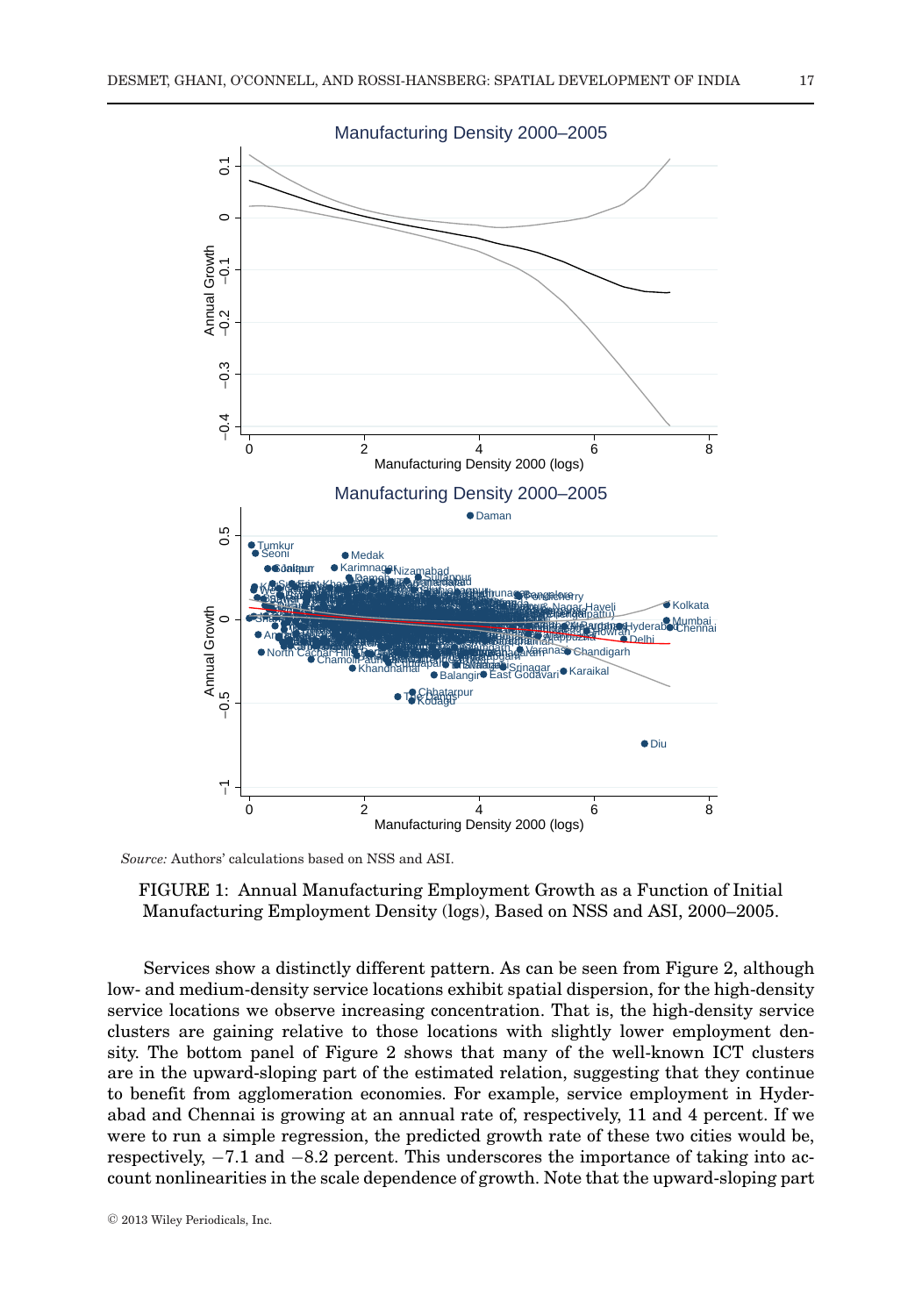*Source:* Authors' calculations based on NSS and ASI.

FIGURE 1: Annual Manufacturing Employment Growth as a Function of Initial Manufacturing Employment Density (logs), Based on NSS and ASI, 2000–2005.

Services show a distinctly different pattern. As can be seen from Figure 2, although low- and medium-density service locations exhibit spatial dispersion, for the high-density service locations we observe increasing concentration. That is, the high-density service clusters are gaining relative to those locations with slightly lower employment density. The bottom panel of Figure 2 shows that many of the well-known ICT clusters are in the upward-sloping part of the estimated relation, suggesting that they continue to benefit from agglomeration economies. For example, service employment in Hyderabad and Chennai is growing at an annual rate of, respectively, 11 and 4 percent. If we were to run a simple regression, the predicted growth rate of these two cities would be, respectively, −7.1 and −8.2 percent. This underscores the importance of taking into account nonlinearities in the scale dependence of growth. Note that the upward-sloping part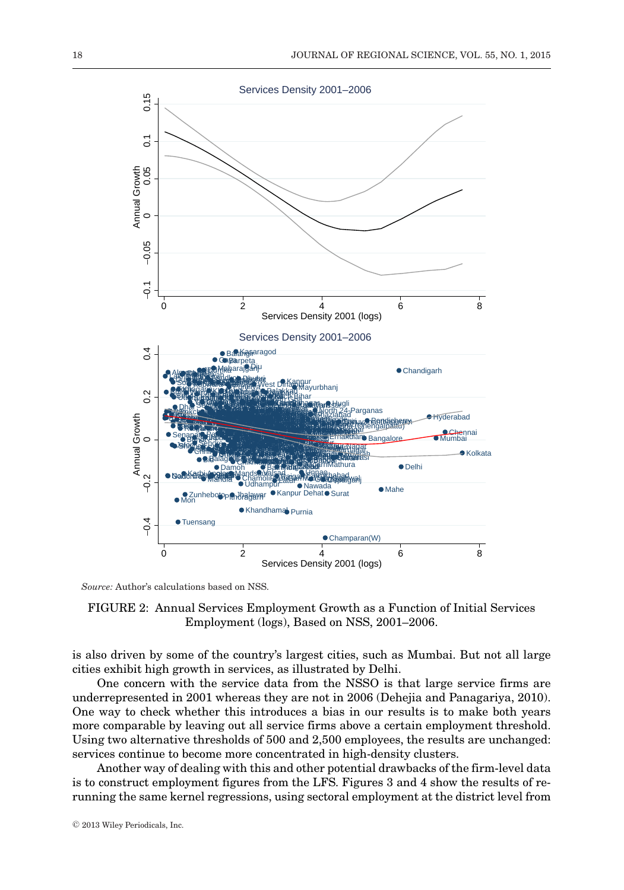*Source:* Author's calculations based on NSS.

FIGURE 2: Annual Services Employment Growth as a Function of Initial Services Employment (logs), Based on NSS, 2001–2006.

is also driven by some of the country's largest cities, such as Mumbai. But not all large cities exhibit high growth in services, as illustrated by Delhi.

One concern with the service data from the NSSO is that large service firms are underrepresented in 2001 whereas they are not in 2006 (Dehejia and Panagariya, 2010). One way to check whether this introduces a bias in our results is to make both years more comparable by leaving out all service firms above a certain employment threshold. Using two alternative thresholds of 500 and 2,500 employees, the results are unchanged: services continue to become more concentrated in high-density clusters.

Another way of dealing with this and other potential drawbacks of the firm-level data is to construct employment figures from the LFS. Figures 3 and 4 show the results of rerunning the same kernel regressions, using sectoral employment at the district level from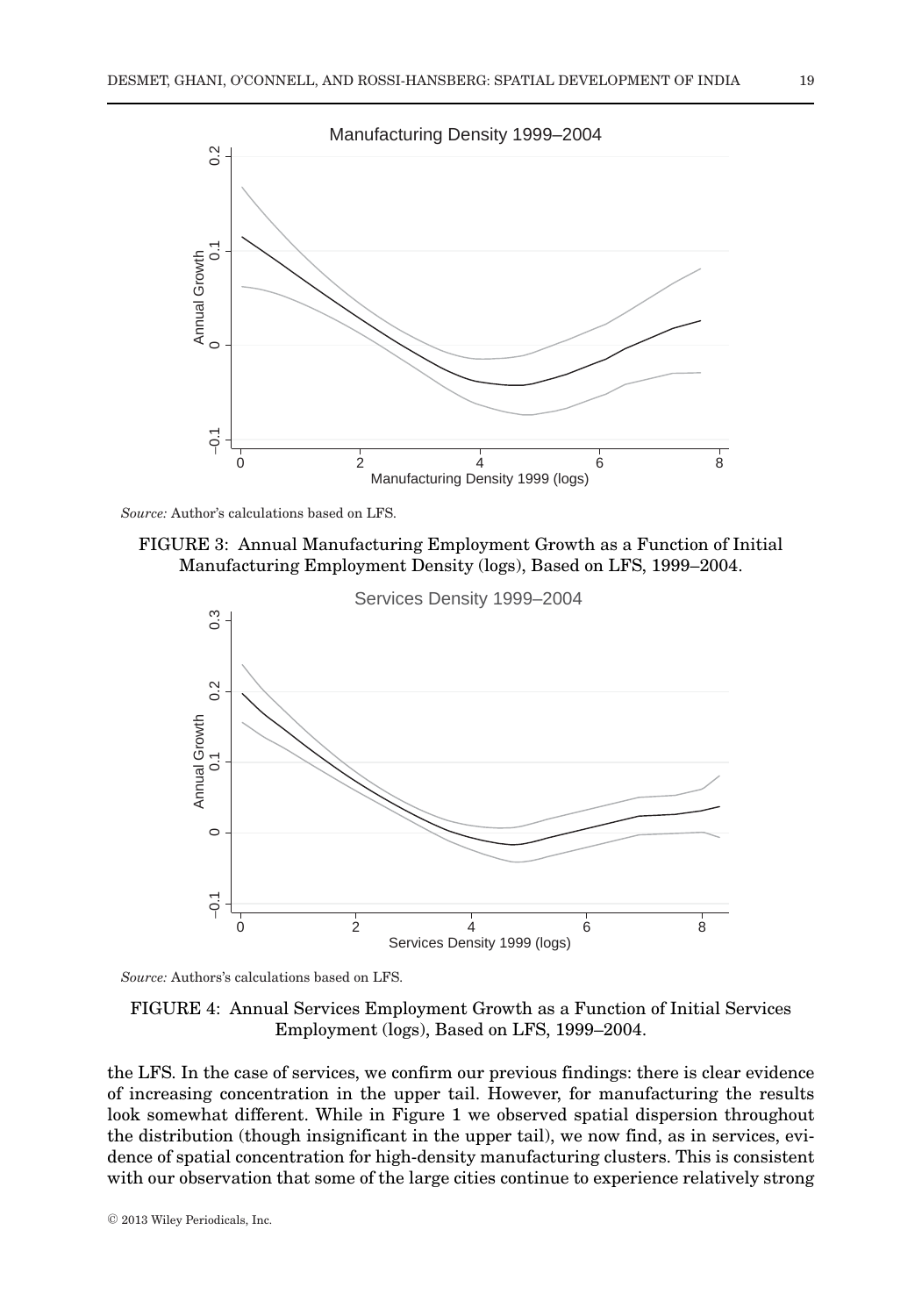*Source:* Author's calculations based on LFS.

FIGURE 3: Annual Manufacturing Employment Growth as a Function of Initial Manufacturing Employment Density (logs), Based on LFS, 1999–2004.

*Source:* Authors's calculations based on LFS.

FIGURE 4: Annual Services Employment Growth as a Function of Initial Services Employment (logs), Based on LFS, 1999–2004.

the LFS. In the case of services, we confirm our previous findings: there is clear evidence of increasing concentration in the upper tail. However, for manufacturing the results look somewhat different. While in Figure 1 we observed spatial dispersion throughout the distribution (though insignificant in the upper tail), we now find, as in services, evidence of spatial concentration for high-density manufacturing clusters. This is consistent with our observation that some of the large cities continue to experience relatively strong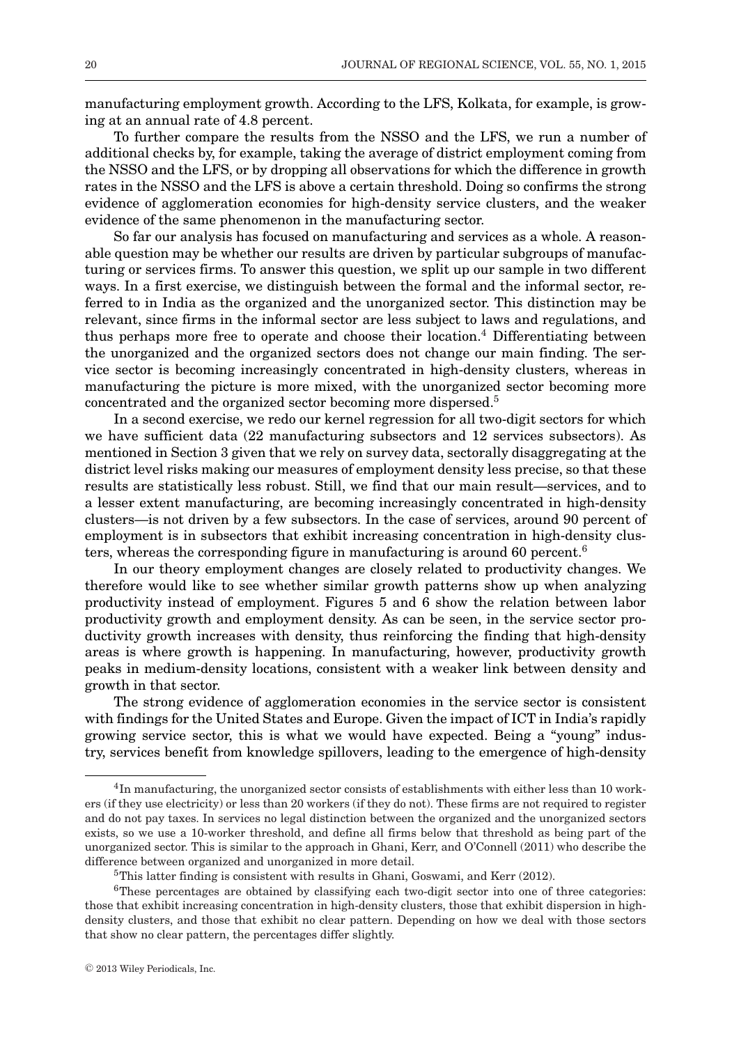manufacturing employment growth. According to the LFS, Kolkata, for example, is growing at an annual rate of 4.8 percent.

To further compare the results from the NSSO and the LFS, we run a number of additional checks by, for example, taking the average of district employment coming from the NSSO and the LFS, or by dropping all observations for which the difference in growth rates in the NSSO and the LFS is above a certain threshold. Doing so confirms the strong evidence of agglomeration economies for high-density service clusters, and the weaker evidence of the same phenomenon in the manufacturing sector.

So far our analysis has focused on manufacturing and services as a whole. A reasonable question may be whether our results are driven by particular subgroups of manufacturing or services firms. To answer this question, we split up our sample in two different ways. In a first exercise, we distinguish between the formal and the informal sector, referred to in India as the organized and the unorganized sector. This distinction may be relevant, since firms in the informal sector are less subject to laws and regulations, and thus perhaps more free to operate and choose their location.[4] Differentiating between the unorganized and the organized sectors does not change our main finding. The service sector is becoming increasingly concentrated in high-density clusters, whereas in manufacturing the picture is more mixed, with the unorganized sector becoming more concentrated and the organized sector becoming more dispersed.[5]

In a second exercise, we redo our kernel regression for all two-digit sectors for which we have sufficient data (22 manufacturing subsectors and 12 services subsectors). As mentioned in Section 3 given that we rely on survey data, sectorally disaggregating at the district level risks making our measures of employment density less precise, so that these results are statistically less robust. Still, we find that our main result—services, and to a lesser extent manufacturing, are becoming increasingly concentrated in high-density clusters—is not driven by a few subsectors. In the case of services, around 90 percent of employment is in subsectors that exhibit increasing concentration in high-density clusters, whereas the corresponding figure in manufacturing is around 60 percent.[6]

In our theory employment changes are closely related to productivity changes. We therefore would like to see whether similar growth patterns show up when analyzing productivity instead of employment. Figures 5 and 6 show the relation between labor productivity growth and employment density. As can be seen, in the service sector productivity growth increases with density, thus reinforcing the finding that high-density areas is where growth is happening. In manufacturing, however, productivity growth peaks in medium-density locations, consistent with a weaker link between density and growth in that sector.

The strong evidence of agglomeration economies in the service sector is consistent with findings for the United States and Europe. Given the impact of ICT in India's rapidly growing service sector, this is what we would have expected. Being a "young" industry, services benefit from knowledge spillovers, leading to the emergence of high-density

---

[4] In manufacturing, the unorganized sector consists of establishments with either less than 10 workers (if they use electricity) or less than 20 workers (if they do not). These firms are not required to register and do not pay taxes. In services no legal distinction between the organized and the unorganized sectors exists, so we use a 10-worker threshold, and define all firms below that threshold as being part of the unorganized sector. This is similar to the approach in Ghani, Kerr, and O'Connell (2011) who describe the difference between organized and unorganized in more detail.

[5] This latter finding is consistent with results in Ghani, Goswami, and Kerr (2012).

[6] These percentages are obtained by classifying each two-digit sector into one of three categories: those that exhibit increasing concentration in high-density clusters, those that exhibit dispersion in high-density clusters, and those that exhibit no clear pattern. Depending on how we deal with those sectors that show no clear pattern, the percentages differ slightly.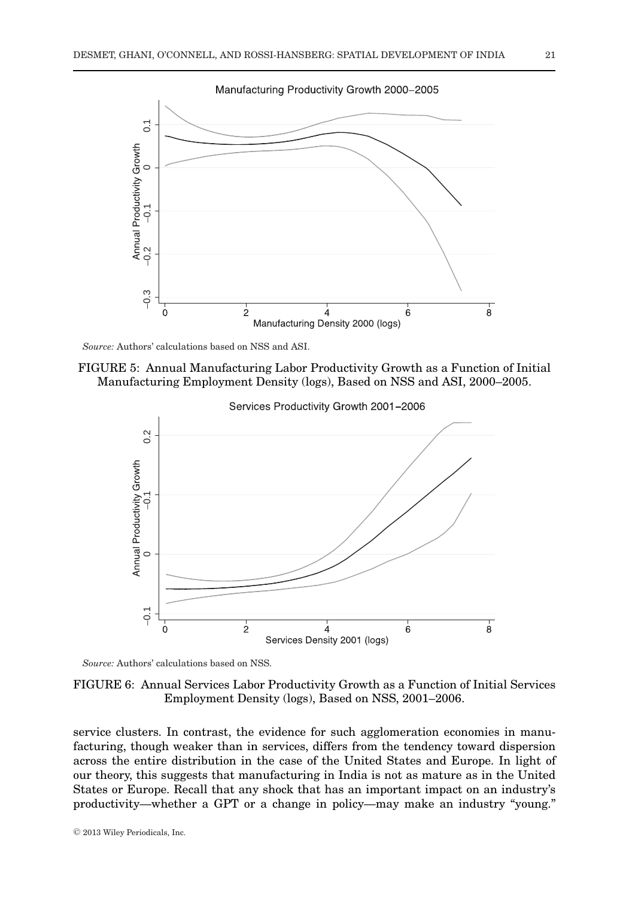*Source:* Authors' calculations based on NSS and ASI.

FIGURE 5: Annual Manufacturing Labor Productivity Growth as a Function of Initial Manufacturing Employment Density (logs), Based on NSS and ASI, 2000–2005.

*Source:* Authors' calculations based on NSS.

FIGURE 6: Annual Services Labor Productivity Growth as a Function of Initial Services Employment Density (logs), Based on NSS, 2001–2006.

service clusters. In contrast, the evidence for such agglomeration economies in manufacturing, though weaker than in services, differs from the tendency toward dispersion across the entire distribution in the case of the United States and Europe. In light of our theory, this suggests that manufacturing in India is not as mature as in the United States or Europe. Recall that any shock that has an important impact on an industry's productivity—whether a GPT or a change in policy—may make an industry "young."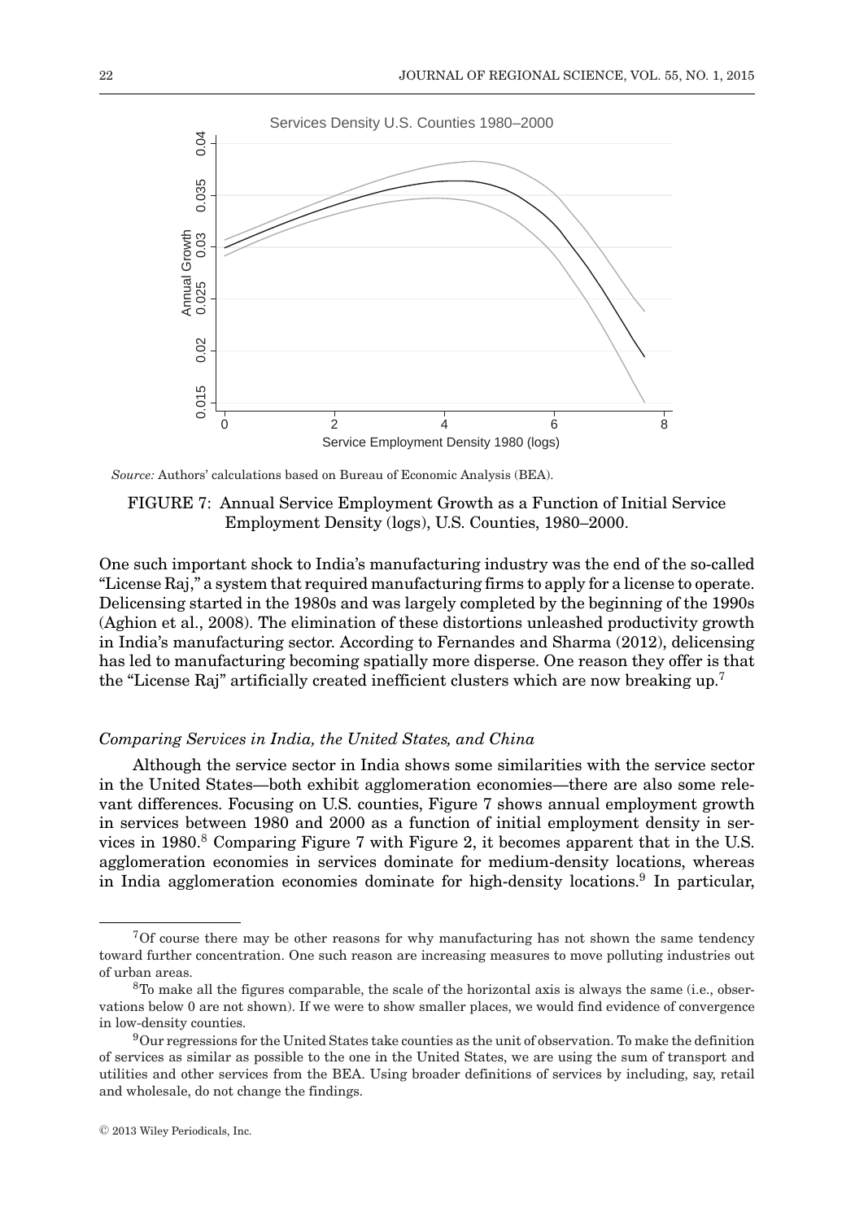*Source:* Authors' calculations based on Bureau of Economic Analysis (BEA).

FIGURE 7: Annual Service Employment Growth as a Function of Initial Service Employment Density (logs), U.S. Counties, 1980–2000.

One such important shock to India's manufacturing industry was the end of the so-called "License Raj," a system that required manufacturing firms to apply for a license to operate. Delicensing started in the 1980s and was largely completed by the beginning of the 1990s (Aghion et al., 2008). The elimination of these distortions unleashed productivity growth in India's manufacturing sector. According to Fernandes and Sharma (2012), delicensing has led to manufacturing becoming spatially more disperse. One reason they offer is that the "License Raj" artificially created inefficient clusters which are now breaking up.[7]

### *Comparing Services in India, the United States, and China*

Although the service sector in India shows some similarities with the service sector in the United States—both exhibit agglomeration economies—there are also some relevant differences. Focusing on U.S. counties, Figure 7 shows annual employment growth in services between 1980 and 2000 as a function of initial employment density in services in 1980.[8] Comparing Figure 7 with Figure 2, it becomes apparent that in the U.S. agglomeration economies in services dominate for medium-density locations, whereas in India agglomeration economies dominate for high-density locations.[9] In particular,

---

[7]Of course there may be other reasons for why manufacturing has not shown the same tendency toward further concentration. One such reason are increasing measures to move polluting industries out of urban areas.

[8]To make all the figures comparable, the scale of the horizontal axis is always the same (i.e., observations below 0 are not shown). If we were to show smaller places, we would find evidence of convergence in low-density counties.

[9]Our regressions for the United States take counties as the unit of observation. To make the definition of services as similar as possible to the one in the United States, we are using the sum of transport and utilities and other services from the BEA. Using broader definitions of services by including, say, retail and wholesale, do not change the findings.

© 2013 Wiley Periodicals, Inc.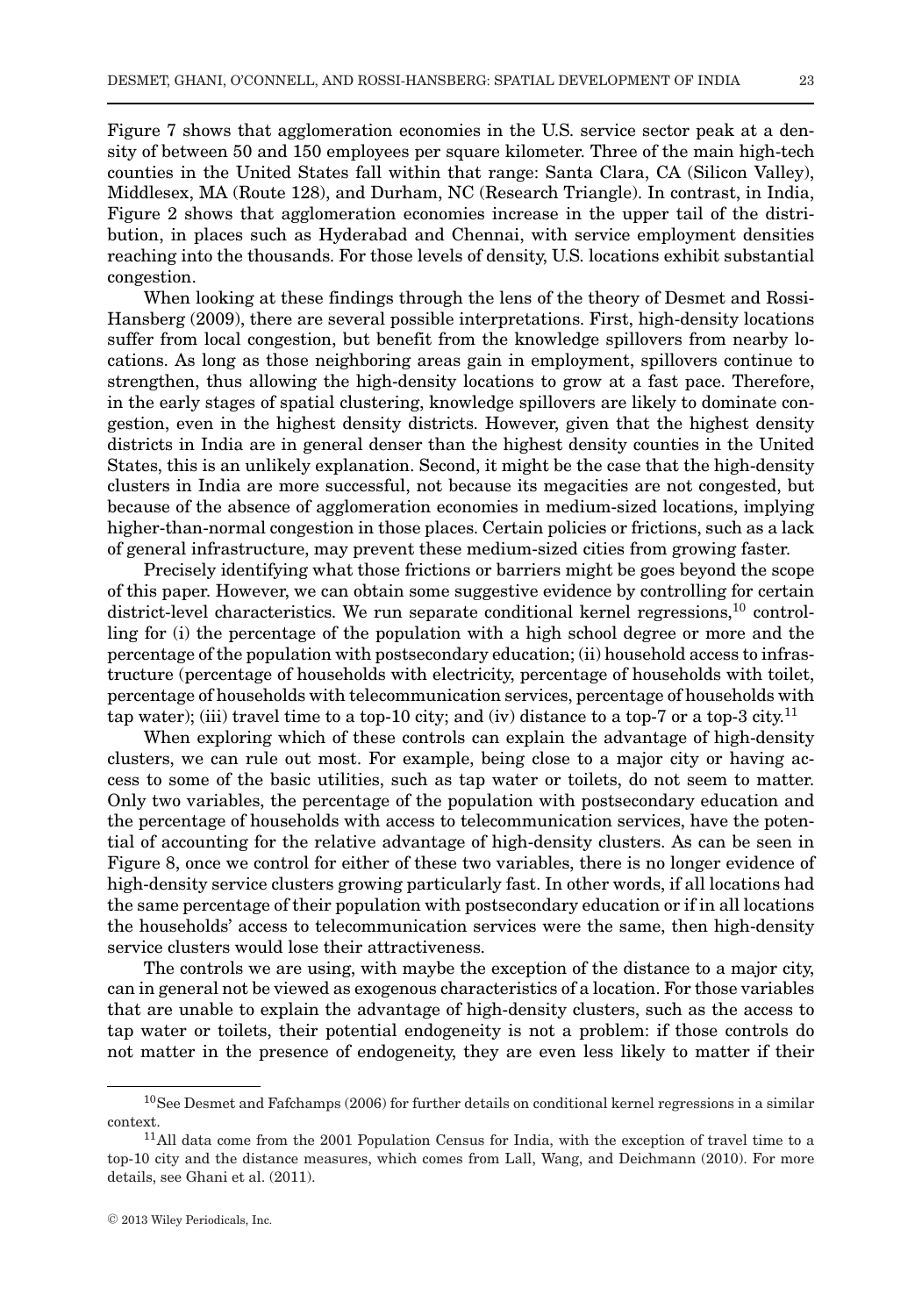Figure 7 shows that agglomeration economies in the U.S. service sector peak at a density of between 50 and 150 employees per square kilometer. Three of the main high-tech counties in the United States fall within that range: Santa Clara, CA (Silicon Valley), Middlesex, MA (Route 128), and Durham, NC (Research Triangle). In contrast, in India, Figure 2 shows that agglomeration economies increase in the upper tail of the distribution, in places such as Hyderabad and Chennai, with service employment densities reaching into the thousands. For those levels of density, U.S. locations exhibit substantial congestion.

When looking at these findings through the lens of the theory of Desmet and Rossi-Hansberg (2009), there are several possible interpretations. First, high-density locations suffer from local congestion, but benefit from the knowledge spillovers from nearby locations. As long as those neighboring areas gain in employment, spillovers continue to strengthen, thus allowing the high-density locations to grow at a fast pace. Therefore, in the early stages of spatial clustering, knowledge spillovers are likely to dominate congestion, even in the highest density districts. However, given that the highest density districts in India are in general denser than the highest density counties in the United States, this is an unlikely explanation. Second, it might be the case that the high-density clusters in India are more successful, not because its megacities are not congested, but because of the absence of agglomeration economies in medium-sized locations, implying higher-than-normal congestion in those places. Certain policies or frictions, such as a lack of general infrastructure, may prevent these medium-sized cities from growing faster.

Precisely identifying what those frictions or barriers might be goes beyond the scope of this paper. However, we can obtain some suggestive evidence by controlling for certain district-level characteristics. We run separate conditional kernel regressions,[10] controlling for (i) the percentage of the population with a high school degree or more and the percentage of the population with postsecondary education; (ii) household access to infrastructure (percentage of households with electricity, percentage of households with toilet, percentage of households with telecommunication services, percentage of households with tap water); (iii) travel time to a top-10 city; and (iv) distance to a top-7 or a top-3 city.[11]

When exploring which of these controls can explain the advantage of high-density clusters, we can rule out most. For example, being close to a major city or having access to some of the basic utilities, such as tap water or toilets, do not seem to matter. Only two variables, the percentage of the population with postsecondary education and the percentage of households with access to telecommunication services, have the potential of accounting for the relative advantage of high-density clusters. As can be seen in Figure 8, once we control for either of these two variables, there is no longer evidence of high-density service clusters growing particularly fast. In other words, if all locations had the same percentage of their population with postsecondary education or if in all locations the households' access to telecommunication services were the same, then high-density service clusters would lose their attractiveness.

The controls we are using, with maybe the exception of the distance to a major city, can in general not be viewed as exogenous characteristics of a location. For those variables that are unable to explain the advantage of high-density clusters, such as the access to tap water or toilets, their potential endogeneity is not a problem: if those controls do not matter in the presence of endogeneity, they are even less likely to matter if their

[10] See Desmet and Fafchamps (2006) for further details on conditional kernel regressions in a similar context.

[11] All data come from the 2001 Population Census for India, with the exception of travel time to a top-10 city and the distance measures, which comes from Lall, Wang, and Deichmann (2010). For more details, see Ghani et al. (2011).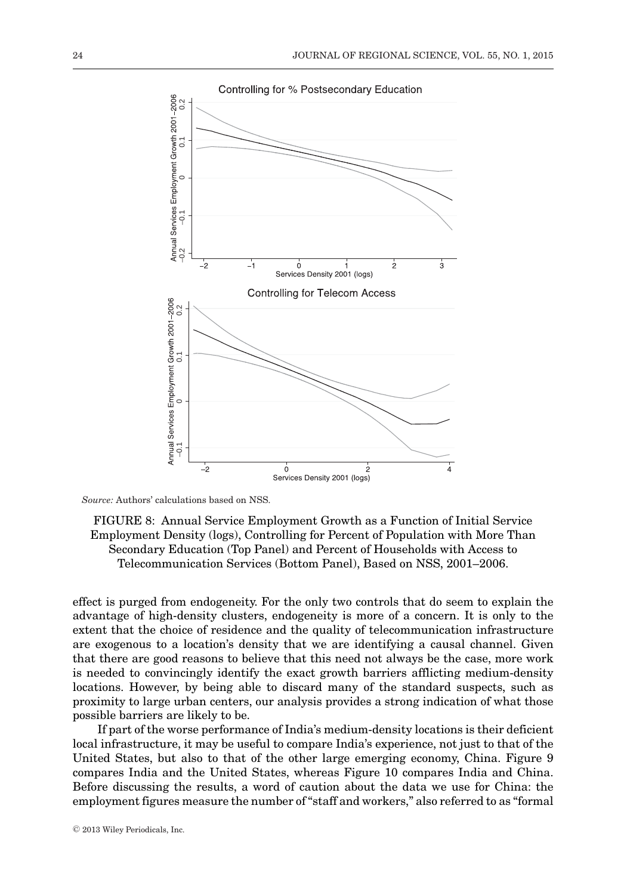*Source:* Authors' calculations based on NSS.

FIGURE 8: Annual Service Employment Growth as a Function of Initial Service Employment Density (logs), Controlling for Percent of Population with More Than Secondary Education (Top Panel) and Percent of Households with Access to Telecommunication Services (Bottom Panel), Based on NSS, 2001–2006.

effect is purged from endogeneity. For the only two controls that do seem to explain the advantage of high-density clusters, endogeneity is more of a concern. It is only to the extent that the choice of residence and the quality of telecommunication infrastructure are exogenous to a location's density that we are identifying a causal channel. Given that there are good reasons to believe that this need not always be the case, more work is needed to convincingly identify the exact growth barriers afflicting medium-density locations. However, by being able to discard many of the standard suspects, such as proximity to large urban centers, our analysis provides a strong indication of what those possible barriers are likely to be.

If part of the worse performance of India's medium-density locations is their deficient local infrastructure, it may be useful to compare India's experience, not just to that of the United States, but also to that of the other large emerging economy, China. Figure 9 compares India and the United States, whereas Figure 10 compares India and China. Before discussing the results, a word of caution about the data we use for China: the employment figures measure the number of "staff and workers," also referred to as "formal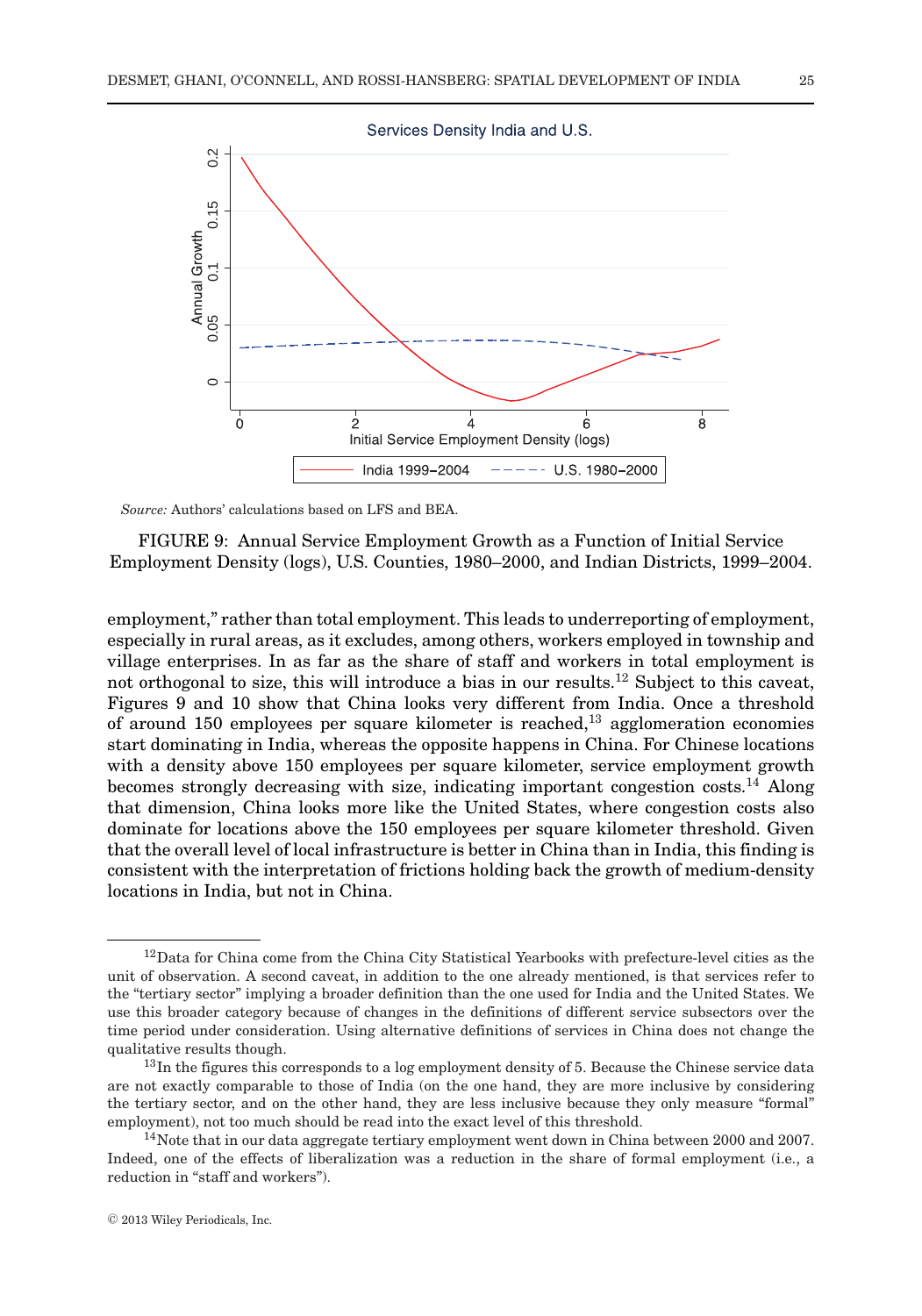*Source:* Authors' calculations based on LFS and BEA.

FIGURE 9: Annual Service Employment Growth as a Function of Initial Service Employment Density (logs), U.S. Counties, 1980–2000, and Indian Districts, 1999–2004.

employment," rather than total employment. This leads to underreporting of employment, especially in rural areas, as it excludes, among others, workers employed in township and village enterprises. In as far as the share of staff and workers in total employment is not orthogonal to size, this will introduce a bias in our results.[12] Subject to this caveat, Figures 9 and 10 show that China looks very different from India. Once a threshold of around 150 employees per square kilometer is reached,[13] agglomeration economies start dominating in India, whereas the opposite happens in China. For Chinese locations with a density above 150 employees per square kilometer, service employment growth becomes strongly decreasing with size, indicating important congestion costs.[14] Along that dimension, China looks more like the United States, where congestion costs also dominate for locations above the 150 employees per square kilometer threshold. Given that the overall level of local infrastructure is better in China than in India, this finding is consistent with the interpretation of frictions holding back the growth of medium-density locations in India, but not in China.

---

[12] Data for China come from the China City Statistical Yearbooks with prefecture-level cities as the unit of observation. A second caveat, in addition to the one already mentioned, is that services refer to the "tertiary sector" implying a broader definition than the one used for India and the United States. We use this broader category because of changes in the definitions of different service subsectors over the time period under consideration. Using alternative definitions of services in China does not change the qualitative results though.

[13] In the figures this corresponds to a log employment density of 5. Because the Chinese service data are not exactly comparable to those of India (on the one hand, they are more inclusive by considering the tertiary sector, and on the other hand, they are less inclusive because they only measure "formal" employment), not too much should be read into the exact level of this threshold.

[14] Note that in our data aggregate tertiary employment went down in China between 2000 and 2007. Indeed, one of the effects of liberalization was a reduction in the share of formal employment (i.e., a reduction in the share of "staff and workers").

© 2013 Wiley Periodicals, Inc.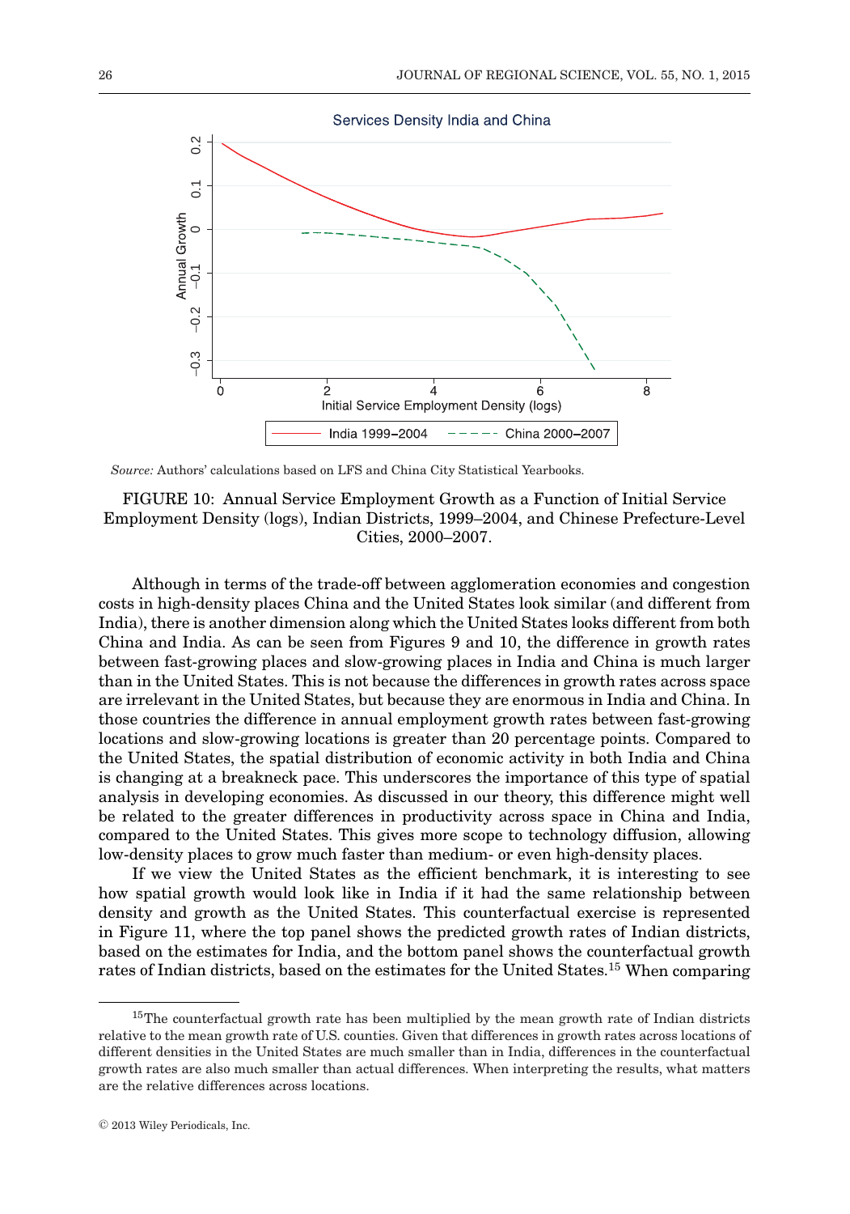Source: Authors' calculations based on LFS and China City Statistical Yearbooks.

FIGURE 10: Annual Service Employment Growth as a Function of Initial Service Employment Density (logs), Indian Districts, 1999–2004, and Chinese Prefecture-Level Cities, 2000–2007.

Although in terms of the trade-off between agglomeration economies and congestion costs in high-density places China and the United States look similar (and different from India), there is another dimension along which the United States looks different from both China and India. As can be seen from Figures 9 and 10, the difference in growth rates between fast-growing places and slow-growing places in India and China is much larger than in the United States. This is not because the differences in growth rates across space are irrelevant in the United States, but because they are enormous in India and China. In those countries the difference in annual employment growth rates between fast-growing locations and slow-growing locations is greater than 20 percentage points. Compared to the United States, the spatial distribution of economic activity in both India and China is changing at a breakneck pace. This underscores the importance of this type of spatial analysis in developing economies. As discussed in our theory, this difference might well be related to the greater differences in productivity across space in China and India, compared to the United States. This gives more scope to technology diffusion, allowing low-density places to grow much faster than medium- or even high-density places.

If we view the United States as the efficient benchmark, it is interesting to see how spatial growth would look like in India if it had the same relationship between density and growth as the United States. This counterfactual exercise is represented in Figure 11, where the top panel shows the predicted growth rates of Indian districts, based on the estimates for India, and the bottom panel shows the counterfactual growth rates of Indian districts, based on the estimates for the United States.[15] When comparing

[15]The counterfactual growth rate has been multiplied by the mean growth rate of Indian districts relative to the mean growth rate of U.S. counties. Given that differences in growth rates across locations of different densities in the United States are much smaller than in India, differences in the counterfactual growth rates are also much smaller than actual differences. When interpreting the results, what matters are the relative differences across locations.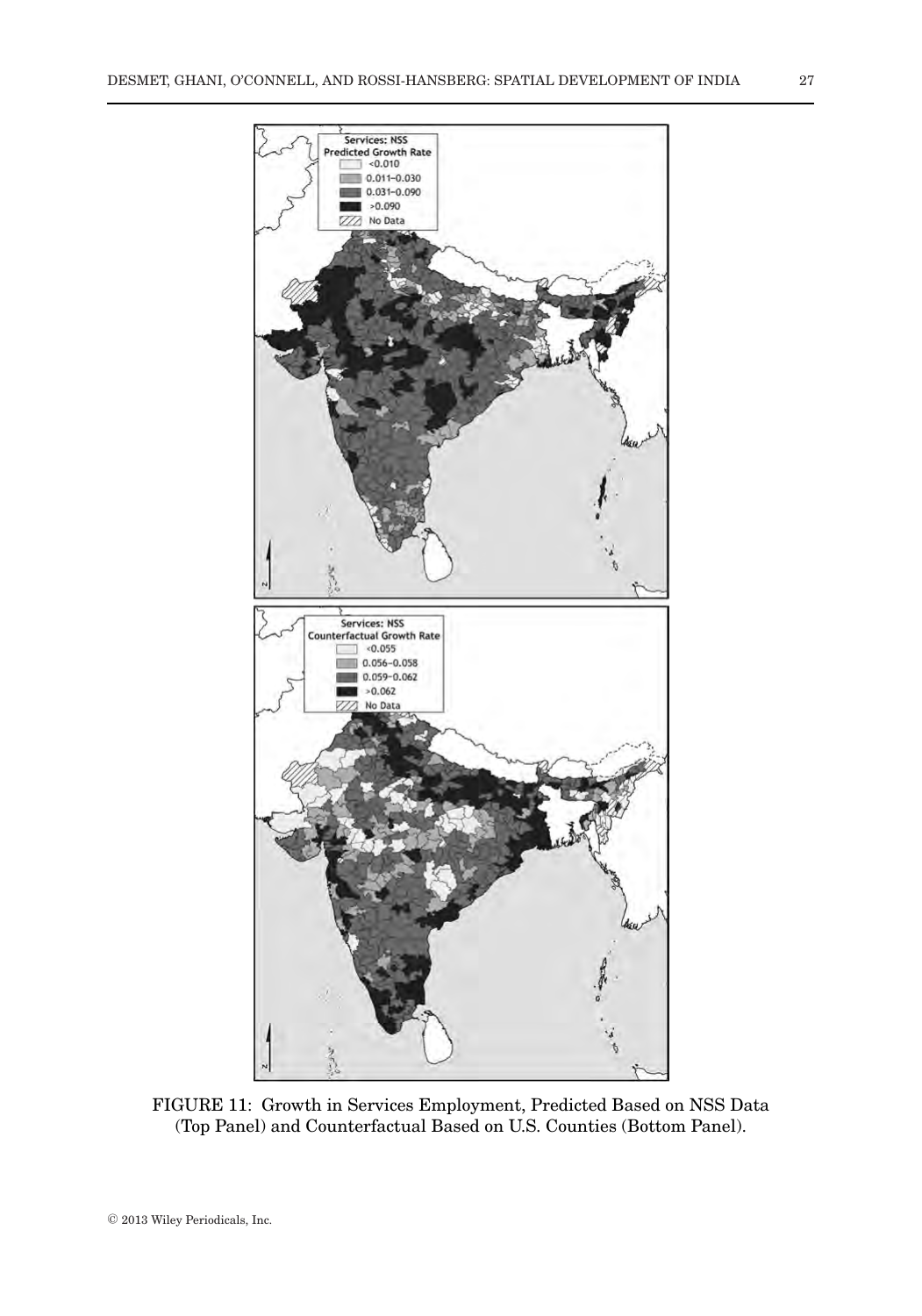FIGURE 11: Growth in Services Employment, Predicted Based on NSS Data (Top Panel) and Counterfactual Based on U.S. Counties (Bottom Panel).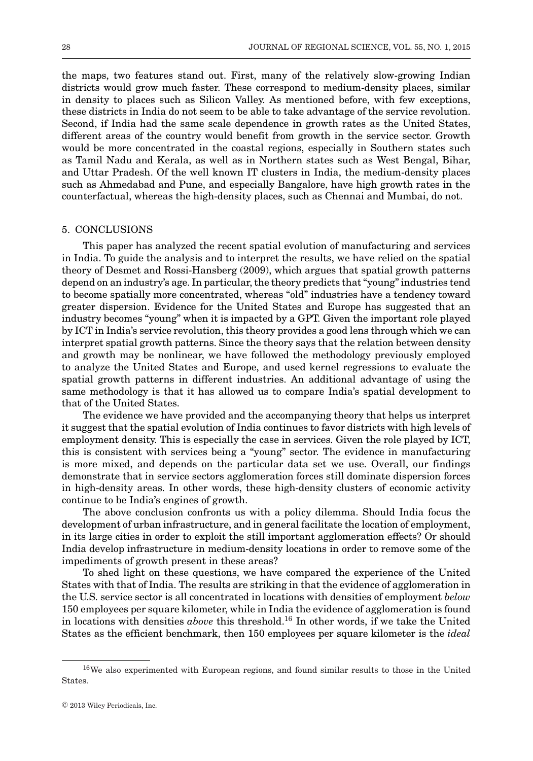the maps, two features stand out. First, many of the relatively slow-growing Indian districts would grow much faster. These correspond to medium-density places, similar in density to places such as Silicon Valley. As mentioned before, with few exceptions, these districts in India do not seem to be able to take advantage of the service revolution. Second, if India had the same scale dependence in growth rates as the United States, different areas of the country would benefit from growth in the service sector. Growth would be more concentrated in the coastal regions, especially in Southern states such as Tamil Nadu and Kerala, as well as in Northern states such as West Bengal, Bihar, and Uttar Pradesh. Of the well known IT clusters in India, the medium-density places such as Ahmedabad and Pune, and especially Bangalore, have high growth rates in the counterfactual, whereas the high-density places, such as Chennai and Mumbai, do not.

## 5. CONCLUSIONS

This paper has analyzed the recent spatial evolution of manufacturing and services in India. To guide the analysis and to interpret the results, we have relied on the spatial theory of Desmet and Rossi-Hansberg (2009), which argues that spatial growth patterns depend on an industry's age. In particular, the theory predicts that "young" industries tend to become spatially more concentrated, whereas "old" industries have a tendency toward greater dispersion. Evidence for the United States and Europe has suggested that an industry becomes "young" when it is impacted by a GPT. Given the important role played by ICT in India's service revolution, this theory provides a good lens through which we can interpret spatial growth patterns. Since the theory says that the relation between density and growth may be nonlinear, we have followed the methodology previously employed to analyze the United States and Europe, and used kernel regressions to evaluate the spatial growth patterns in different industries. An additional advantage of using the same methodology is that it has allowed us to compare India's spatial development to that of the United States.

The evidence we have provided and the accompanying theory that helps us interpret it suggest that the spatial evolution of India continues to favor districts with high levels of employment density. This is especially the case in services. Given the role played by ICT, this is consistent with services being a "young" sector. The evidence in manufacturing is more mixed, and depends on the particular data set we use. Overall, our findings demonstrate that in service sectors agglomeration forces still dominate dispersion forces in high-density areas. In other words, these high-density clusters of economic activity continue to be India's engines of growth.

The above conclusion confronts us with a policy dilemma. Should India focus the development of urban infrastructure, and in general facilitate the location of employment, in its large cities in order to exploit the still important agglomeration effects? Or should India develop infrastructure in medium-density locations in order to remove some of the impediments of growth present in these areas?

To shed light on these questions, we have compared the experience of the United States with that of India. The results are striking in that the evidence of agglomeration in the U.S. service sector is all concentrated in locations with densities of employment *below* 150 employees per square kilometer, while in India the evidence of agglomeration is found in locations with densities *above* this threshold.[16] In other words, if we take the United States as the efficient benchmark, then 150 employees per square kilometer is the *ideal*

[16]We also experimented with European regions, and found similar results to those in the United States.

© 2013 Wiley Periodicals, Inc.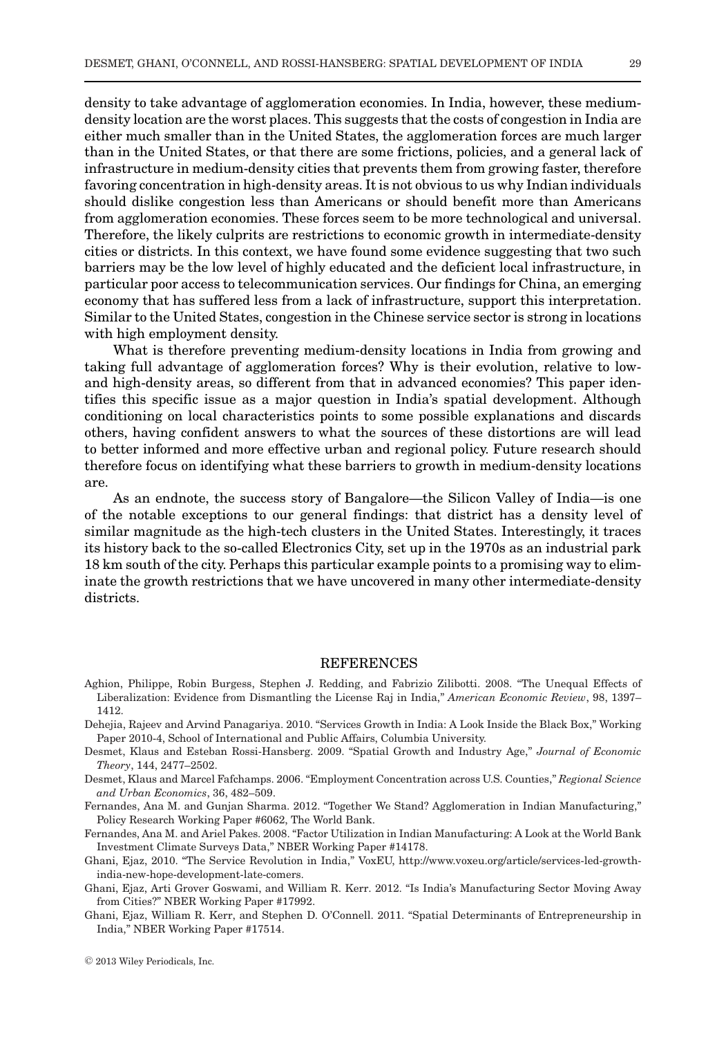density to take advantage of agglomeration economies. In India, however, these medium-density location are the worst places. This suggests that the costs of congestion in India are either much smaller than in the United States, the agglomeration forces are much larger than in the United States, or that there are some frictions, policies, and a general lack of infrastructure in medium-density cities that prevents them from growing faster, therefore favoring concentration in high-density areas. It is not obvious to us why Indian individuals should dislike congestion less than Americans or should benefit more than Americans from agglomeration economies. These forces seem to be more technological and universal. Therefore, the likely culprits are restrictions to economic growth in intermediate-density cities or districts. In this context, we have found some evidence suggesting that two such barriers may be the low level of highly educated and the deficient local infrastructure, in particular poor access to telecommunication services. Our findings for China, an emerging economy that has suffered less from a lack of infrastructure, support this interpretation. Similar to the United States, congestion in the Chinese service sector is strong in locations with high employment density.

What is therefore preventing medium-density locations in India from growing and taking full advantage of agglomeration forces? Why is their evolution, relative to low- and high-density areas, so different from that in advanced economies? This paper identifies this specific issue as a major question in India's spatial development. Although conditioning on local characteristics points to some possible explanations and discards others, having confident answers to what the sources of these distortions are will lead to better informed and more effective urban and regional policy. Future research should therefore focus on identifying what these barriers to growth in medium-density locations are.

As an endnote, the success story of Bangalore—the Silicon Valley of India—is one of the notable exceptions to our general findings: that district has a density level of similar magnitude as the high-tech clusters in the United States. Interestingly, it traces its history back to the so-called Electronics City, set up in the 1970s as an industrial park 18 km south of the city. Perhaps this particular example points to a promising way to eliminate the growth restrictions that we have uncovered in many other intermediate-density districts.

## REFERENCES

Aghion, Philippe, Robin Burgess, Stephen J. Redding, and Fabrizio Zilibotti. 2008. "The Unequal Effects of Liberalization: Evidence from Dismantling the License Raj in India," *American Economic Review*, 98, 1397–1412.

Dehejia, Rajeev and Arvind Panagariya. 2010. "Services Growth in India: A Look Inside the Black Box," Working Paper 2010-4, School of International and Public Affairs, Columbia University.

Desmet, Klaus and Esteban Rossi-Hansberg. 2009. "Spatial Growth and Industry Age," *Journal of Economic Theory*, 144, 2477–2502.

Desmet, Klaus and Marcel Fafchamps. 2006. "Employment Concentration across U.S. Counties," *Regional Science and Urban Economics*, 36, 482–509.

Fernandes, Ana M. and Gunjan Sharma. 2012. "Together We Stand? Agglomeration in Indian Manufacturing," Policy Research Working Paper #6062, The World Bank.

Fernandes, Ana M. and Ariel Pakes. 2008. "Factor Utilization in Indian Manufacturing: A Look at the World Bank Investment Climate Surveys Data," NBER Working Paper #14178.

Ghani, Ejaz, 2010. "The Service Revolution in India," VoxEU, http://www.voxeu.org/article/services-led-growth-india-new-hope-development-late-comers.

Ghani, Ejaz, Arti Grover Goswami, and William R. Kerr. 2012. "Is India's Manufacturing Sector Moving Away from Cities?" NBER Working Paper #17992.

Ghani, Ejaz, William R. Kerr, and Stephen D. O'Connell. 2011. "Spatial Determinants of Entrepreneurship in India," NBER Working Paper #17514.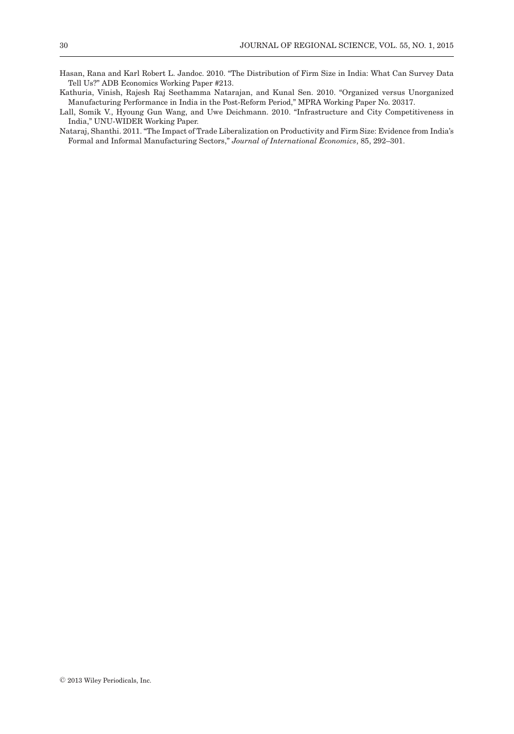Hasan, Rana and Karl Robert L. Jandoc. 2010. "The Distribution of Firm Size in India: What Can Survey Data Tell Us?" ADB Economics Working Paper #213.

Kathuria, Vinish, Rajesh Raj Seethamma Natarajan, and Kunal Sen. 2010. "Organized versus Unorganized Manufacturing Performance in India in the Post-Reform Period," MPRA Working Paper No. 20317.

Lall, Somik V., Hyoung Gun Wang, and Uwe Deichmann. 2010. "Infrastructure and City Competitiveness in India," UNU-WIDER Working Paper.

Nataraj, Shanthi. 2011. "The Impact of Trade Liberalization on Productivity and Firm Size: Evidence from India's Formal and Informal Manufacturing Sectors," *Journal of International Economics*, 85, 292–301.

© 2013 Wiley Periodicals, Inc.